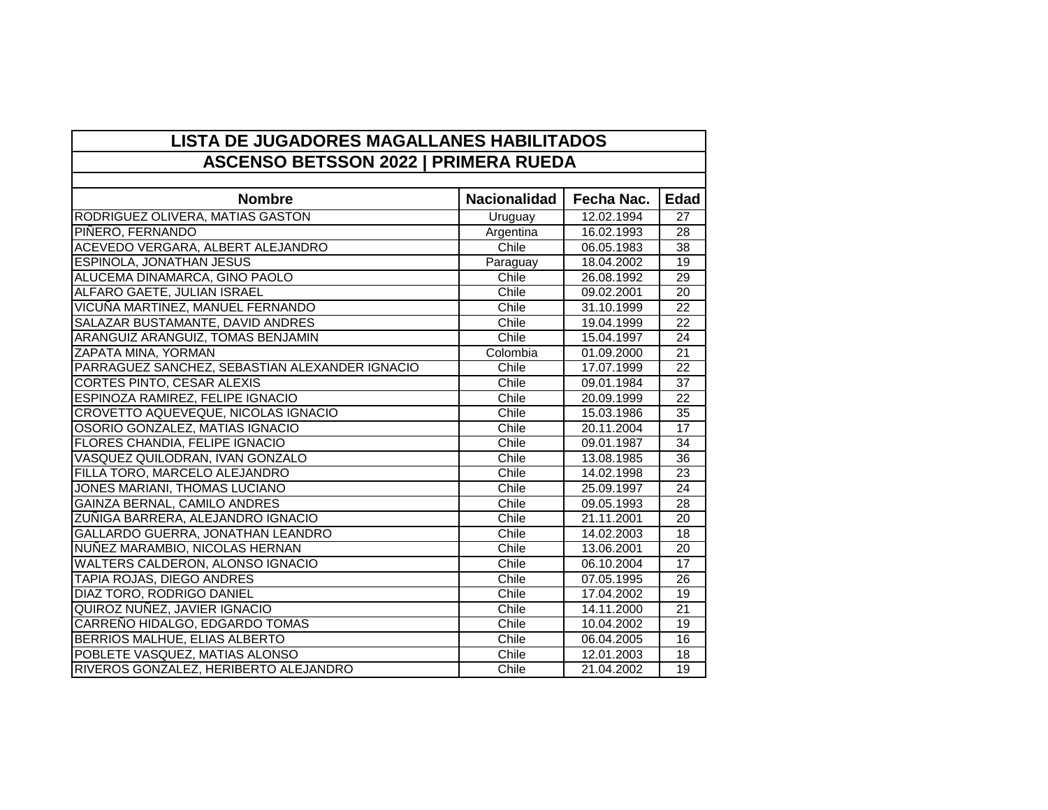| LISTA DE JUGADORES MAGALLANES HABILITADOS | | | |
|---|---|---|---|
| ASCENSO BETSSON 2022 \| PRIMERA RUEDA | | | |
| **Nombre** | **Nacionalidad** | **Fecha Nac.** | **Edad** |
| RODRIGUEZ OLIVERA, MATIAS GASTON | Uruguay | 12.02.1994 | 27 |
| PIÑERO, FERNANDO | Argentina | 16.02.1993 | 28 |
| ACEVEDO VERGARA, ALBERT ALEJANDRO | Chile | 06.05.1983 | 38 |
| ESPINOLA, JONATHAN JESUS | Paraguay | 18.04.2002 | 19 |
| ALUCEMA DINAMARCA, GINO PAOLO | Chile | 26.08.1992 | 29 |
| ALFARO GAETE, JULIAN ISRAEL | Chile | 09.02.2001 | 20 |
| VICUÑA MARTINEZ, MANUEL FERNANDO | Chile | 31.10.1999 | 22 |
| SALAZAR BUSTAMANTE, DAVID ANDRES | Chile | 19.04.1999 | 22 |
| ARANGUIZ ARANGUIZ, TOMAS BENJAMIN | Chile | 15.04.1997 | 24 |
| ZAPATA MINA, YORMAN | Colombia | 01.09.2000 | 21 |
| PARRAGUEZ SANCHEZ, SEBASTIAN ALEXANDER IGNACIO | Chile | 17.07.1999 | 22 |
| CORTES PINTO, CESAR ALEXIS | Chile | 09.01.1984 | 37 |
| ESPINOZA RAMIREZ, FELIPE IGNACIO | Chile | 20.09.1999 | 22 |
| CROVETTO AQUEVEQUE, NICOLAS IGNACIO | Chile | 15.03.1986 | 35 |
| OSORIO GONZALEZ, MATIAS IGNACIO | Chile | 20.11.2004 | 17 |
| FLORES CHANDIA, FELIPE IGNACIO | Chile | 09.01.1987 | 34 |
| VASQUEZ QUILODRAN, IVAN GONZALO | Chile | 13.08.1985 | 36 |
| FILLA TORO, MARCELO ALEJANDRO | Chile | 14.02.1998 | 23 |
| JONES MARIANI, THOMAS LUCIANO | Chile | 25.09.1997 | 24 |
| GAINZA BERNAL, CAMILO ANDRES | Chile | 09.05.1993 | 28 |
| ZUÑIGA BARRERA, ALEJANDRO IGNACIO | Chile | 21.11.2001 | 20 |
| GALLARDO GUERRA, JONATHAN LEANDRO | Chile | 14.02.2003 | 18 |
| NUÑEZ MARAMBIO, NICOLAS HERNAN | Chile | 13.06.2001 | 20 |
| WALTERS CALDERON, ALONSO IGNACIO | Chile | 06.10.2004 | 17 |
| TAPIA ROJAS, DIEGO ANDRES | Chile | 07.05.1995 | 26 |
| DIAZ TORO, RODRIGO DANIEL | Chile | 17.04.2002 | 19 |
| QUIROZ NUÑEZ, JAVIER IGNACIO | Chile | 14.11.2000 | 21 |
| CARREÑO HIDALGO, EDGARDO TOMAS | Chile | 10.04.2002 | 19 |
| BERRIOS MALHUE, ELIAS ALBERTO | Chile | 06.04.2005 | 16 |
| POBLETE VASQUEZ, MATIAS ALONSO | Chile | 12.01.2003 | 18 |
| RIVEROS GONZALEZ, HERIBERTO ALEJANDRO | Chile | 21.04.2002 | 19 |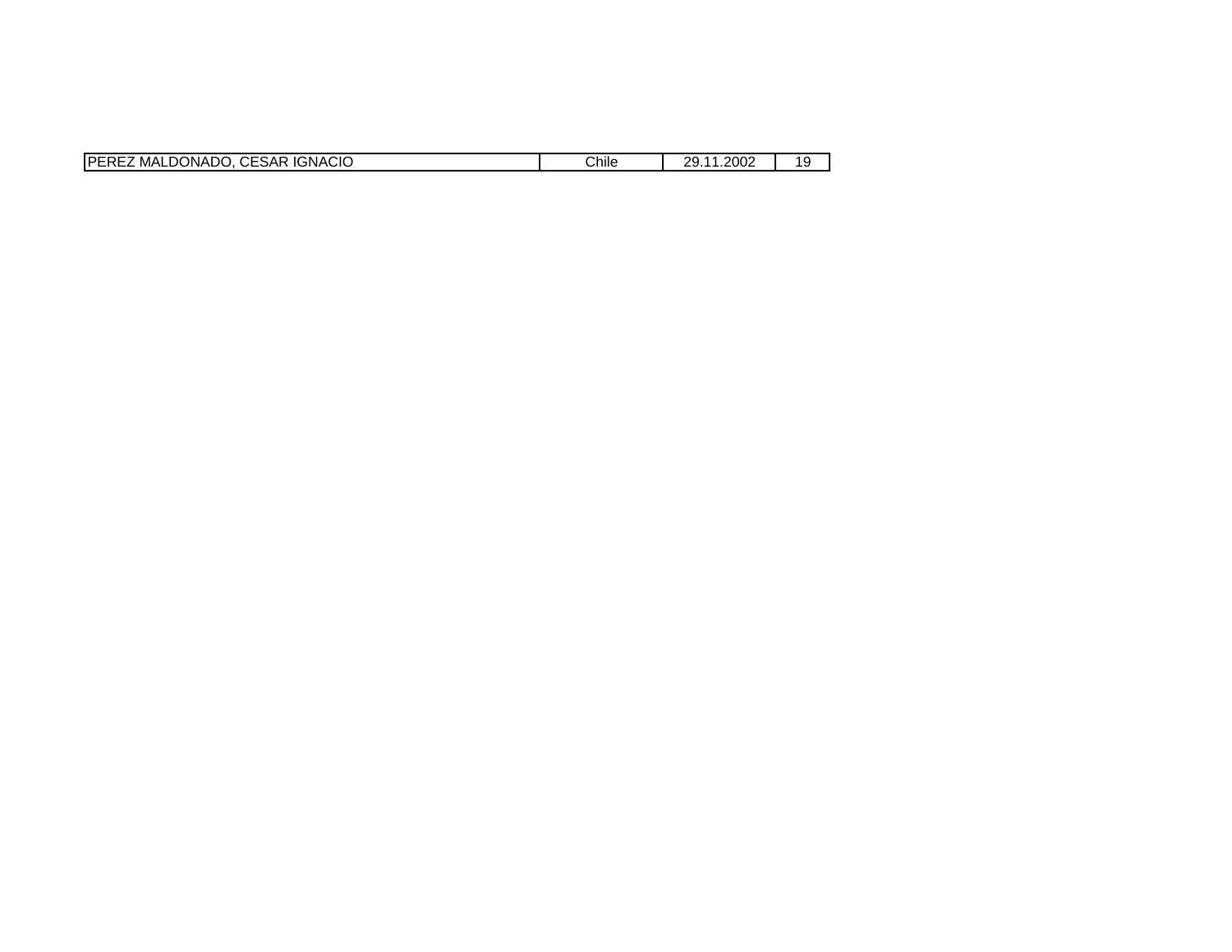| | | | |
|---|---|---|---|
| PEREZ MALDONADO, CESAR IGNACIO | Chile | 29.11.2002 | 19 |